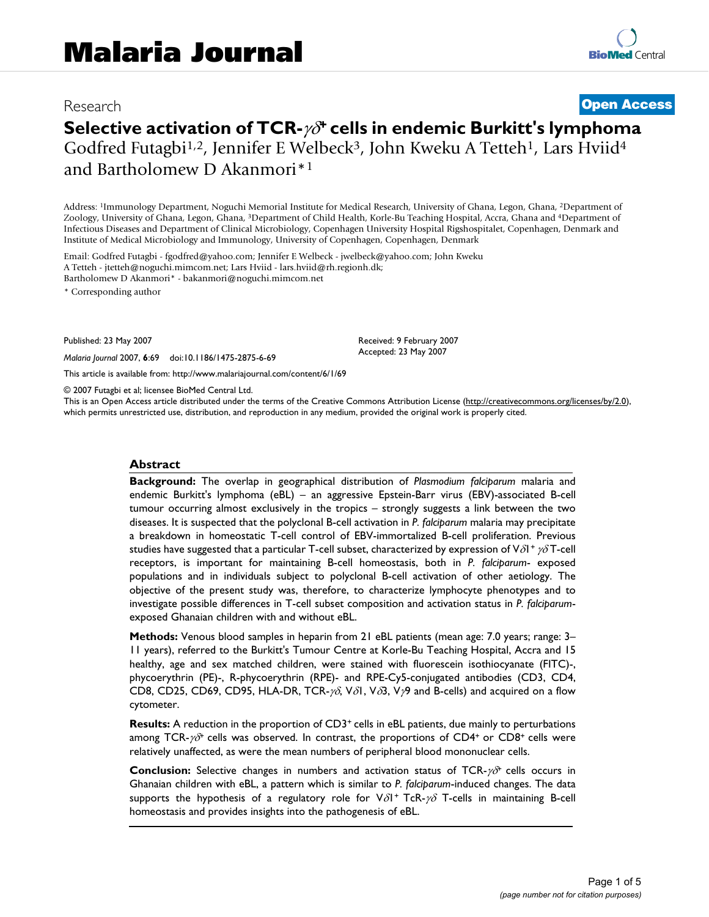Research **Open Access**

# Selective activation of TCR-$\gamma\delta^{+}$ cells in endemic Burkitt's lymphoma

Godfred Futagbi[1,2], Jennifer E Welbeck[3], John Kweku A Tetteh[1], Lars Hviid[4] and Bartholomew D Akanmori*[1]

Address: [1]Immunology Department, Noguchi Memorial Institute for Medical Research, University of Ghana, Legon, Ghana, [2]Department of Zoology, University of Ghana, Legon, Ghana, [3]Department of Child Health, Korle-Bu Teaching Hospital, Accra, Ghana and [4]Department of Infectious Diseases and Department of Clinical Microbiology, Copenhagen University Hospital Rigshospitalet, Copenhagen, Denmark and Institute of Medical Microbiology and Immunology, University of Copenhagen, Copenhagen, Denmark

Email: Godfred Futagbi - fgodfred@yahoo.com; Jennifer E Welbeck - jwelbeck@yahoo.com; John Kweku A Tetteh - jtetteh@noguchi.mimcom.net; Lars Hviid - lars.hviid@rh.regionh.dk; Bartholomew D Akanmori* - bakanmori@noguchi.mimcom.net

\* Corresponding author

Published: 23 May 2007

*Malaria Journal* 2007, **6**:69 doi:10.1186/1475-2875-6-69

Received: 9 February 2007
Accepted: 23 May 2007

This article is available from: http://www.malariajournal.com/content/6/1/69

© 2007 Futagbi et al; licensee BioMed Central Ltd.

This is an Open Access article distributed under the terms of the Creative Commons Attribution License (http://creativecommons.org/licenses/by/2.0), which permits unrestricted use, distribution, and reproduction in any medium, provided the original work is properly cited.

## Abstract

**Background:** The overlap in geographical distribution of *Plasmodium falciparum* malaria and endemic Burkitt's lymphoma (eBL) – an aggressive Epstein-Barr virus (EBV)-associated B-cell tumour occurring almost exclusively in the tropics – strongly suggests a link between the two diseases. It is suspected that the polyclonal B-cell activation in *P. falciparum* malaria may precipitate a breakdown in homeostatic T-cell control of EBV-immortalized B-cell proliferation. Previous studies have suggested that a particular T-cell subset, characterized by expression of V$\delta$1$^{+}$ $\gamma\delta$ T-cell receptors, is important for maintaining B-cell homeostasis, both in *P. falciparum*- exposed populations and in individuals subject to polyclonal B-cell activation of other aetiology. The objective of the present study was, therefore, to characterize lymphocyte phenotypes and to investigate possible differences in T-cell subset composition and activation status in *P. falciparum*-exposed Ghanaian children with and without eBL.

**Methods:** Venous blood samples in heparin from 21 eBL patients (mean age: 7.0 years; range: 3–11 years), referred to the Burkitt's Tumour Centre at Korle-Bu Teaching Hospital, Accra and 15 healthy, age and sex matched children, were stained with fluorescein isothiocyanate (FITC)-, phycoerythrin (PE)-, R-phycoerythrin (RPE)- and RPE-Cy5-conjugated antibodies (CD3, CD4, CD8, CD25, CD69, CD95, HLA-DR, TCR-$\gamma\delta$, V$\delta$1, V$\delta$3, V$\gamma$9 and B-cells) and acquired on a flow cytometer.

**Results:** A reduction in the proportion of CD3$^{+}$ cells in eBL patients, due mainly to perturbations among TCR-$\gamma\delta^{+}$ cells was observed. In contrast, the proportions of CD4$^{+}$ or CD8$^{+}$ cells were relatively unaffected, as were the mean numbers of peripheral blood mononuclear cells.

**Conclusion:** Selective changes in numbers and activation status of TCR-$\gamma\delta^{+}$ cells occurs in Ghanaian children with eBL, a pattern which is similar to *P. falciparum*-induced changes. The data supports the hypothesis of a regulatory role for V$\delta$1$^{+}$ TcR-$\gamma\delta$ T-cells in maintaining B-cell homeostasis and provides insights into the pathogenesis of eBL.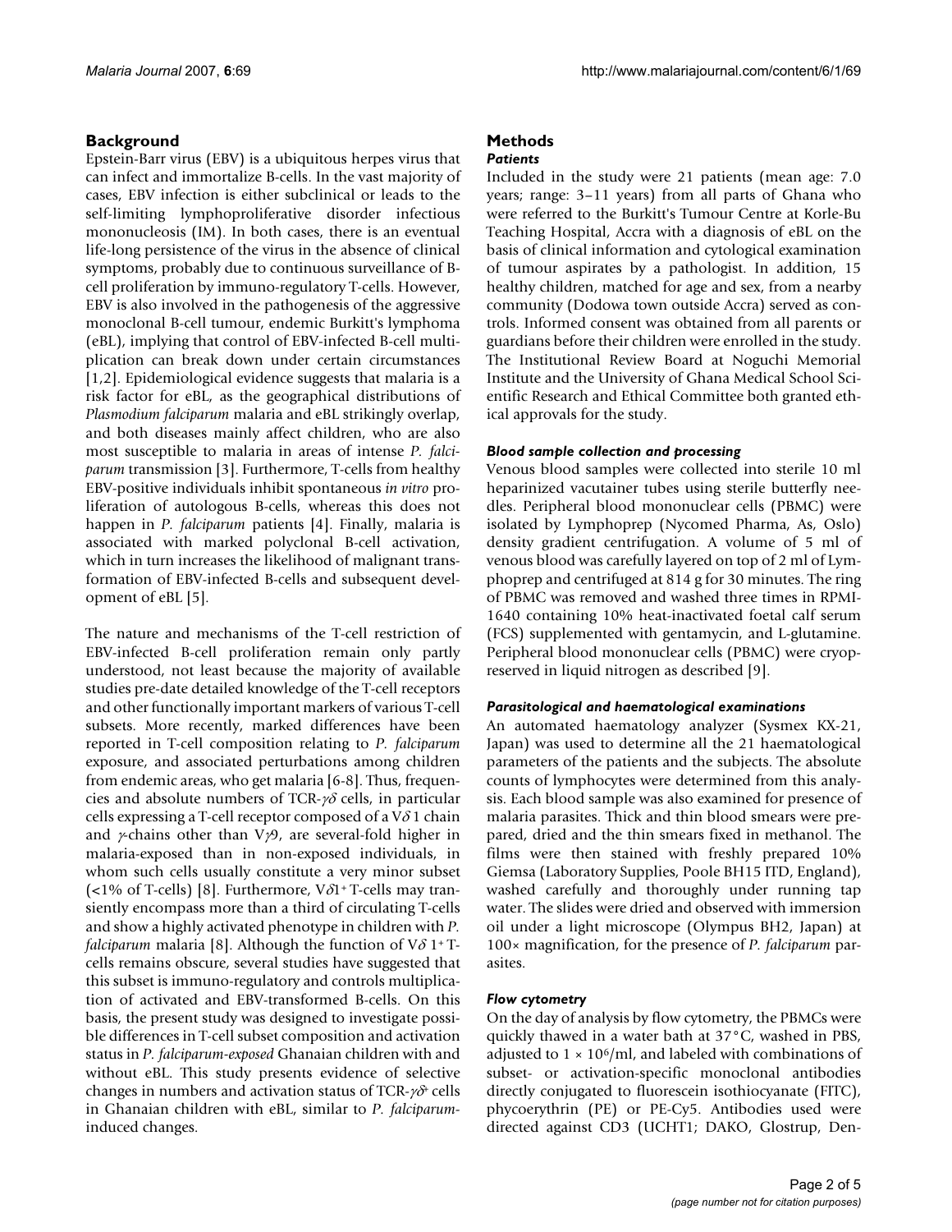## Background

Epstein-Barr virus (EBV) is a ubiquitous herpes virus that can infect and immortalize B-cells. In the vast majority of cases, EBV infection is either subclinical or leads to the self-limiting lymphoproliferative disorder infectious mononucleosis (IM). In both cases, there is an eventual life-long persistence of the virus in the absence of clinical symptoms, probably due to continuous surveillance of B-cell proliferation by immuno-regulatory T-cells. However, EBV is also involved in the pathogenesis of the aggressive monoclonal B-cell tumour, endemic Burkitt's lymphoma (eBL), implying that control of EBV-infected B-cell multiplication can break down under certain circumstances [1,2]. Epidemiological evidence suggests that malaria is a risk factor for eBL, as the geographical distributions of *Plasmodium falciparum* malaria and eBL strikingly overlap, and both diseases mainly affect children, who are also most susceptible to malaria in areas of intense *P. falciparum* transmission [3]. Furthermore, T-cells from healthy EBV-positive individuals inhibit spontaneous *in vitro* proliferation of autologous B-cells, whereas this does not happen in *P. falciparum* patients [4]. Finally, malaria is associated with marked polyclonal B-cell activation, which in turn increases the likelihood of malignant transformation of EBV-infected B-cells and subsequent development of eBL [5].

The nature and mechanisms of the T-cell restriction of EBV-infected B-cell proliferation remain only partly understood, not least because the majority of available studies pre-date detailed knowledge of the T-cell receptors and other functionally important markers of various T-cell subsets. More recently, marked differences have been reported in T-cell composition relating to *P. falciparum* exposure, and associated perturbations among children from endemic areas, who get malaria [6-8]. Thus, frequencies and absolute numbers of TCR-$\gamma\delta$ cells, in particular cells expressing a T-cell receptor composed of a V$\delta$1 chain and $\gamma$-chains other than V$\gamma$9, are several-fold higher in malaria-exposed than in non-exposed individuals, in whom such cells usually constitute a very minor subset (<1% of T-cells) [8]. Furthermore, V$\delta$1$^+$ T-cells may transiently encompass more than a third of circulating T-cells and show a highly activated phenotype in children with *P. falciparum* malaria [8]. Although the function of V$\delta$1$^+$ T-cells remains obscure, several studies have suggested that this subset is immuno-regulatory and controls multiplication of activated and EBV-transformed B-cells. On this basis, the present study was designed to investigate possible differences in T-cell subset composition and activation status in *P. falciparum-exposed* Ghanaian children with and without eBL. This study presents evidence of selective changes in numbers and activation status of TCR-$\gamma\delta^+$ cells in Ghanaian children with eBL, similar to *P. falciparum*-induced changes.

## Methods

### *Patients*

Included in the study were 21 patients (mean age: 7.0 years; range: 3–11 years) from all parts of Ghana who were referred to the Burkitt's Tumour Centre at Korle-Bu Teaching Hospital, Accra with a diagnosis of eBL on the basis of clinical information and cytological examination of tumour aspirates by a pathologist. In addition, 15 healthy children, matched for age and sex, from a nearby community (Dodowa town outside Accra) served as controls. Informed consent was obtained from all parents or guardians before their children were enrolled in the study. The Institutional Review Board at Noguchi Memorial Institute and the University of Ghana Medical School Scientific Research and Ethical Committee both granted ethical approvals for the study.

### *Blood sample collection and processing*

Venous blood samples were collected into sterile 10 ml heparinized vacutainer tubes using sterile butterfly needles. Peripheral blood mononuclear cells (PBMC) were isolated by Lymphoprep (Nycomed Pharma, As, Oslo) density gradient centrifugation. A volume of 5 ml of venous blood was carefully layered on top of 2 ml of Lymphoprep and centrifuged at 814 g for 30 minutes. The ring of PBMC was removed and washed three times in RPMI-1640 containing 10% heat-inactivated foetal calf serum (FCS) supplemented with gentamycin, and L-glutamine. Peripheral blood mononuclear cells (PBMC) were cryopreserved in liquid nitrogen as described [9].

### *Parasitological and haematological examinations*

An automated haematology analyzer (Sysmex KX-21, Japan) was used to determine all the 21 haematological parameters of the patients and the subjects. The absolute counts of lymphocytes were determined from this analysis. Each blood sample was also examined for presence of malaria parasites. Thick and thin blood smears were prepared, dried and the thin smears fixed in methanol. The films were then stained with freshly prepared 10% Giemsa (Laboratory Supplies, Poole BH15 ITD, England), washed carefully and thoroughly under running tap water. The slides were dried and observed with immersion oil under a light microscope (Olympus BH2, Japan) at 100× magnification, for the presence of *P. falciparum* parasites.

### *Flow cytometry*

On the day of analysis by flow cytometry, the PBMCs were quickly thawed in a water bath at 37°C, washed in PBS, adjusted to $1 \times 10^6$/ml, and labeled with combinations of subset- or activation-specific monoclonal antibodies directly conjugated to fluorescein isothiocyanate (FITC), phycoerythrin (PE) or PE-Cy5. Antibodies used were directed against CD3 (UCHT1; DAKO, Glostrup, Den-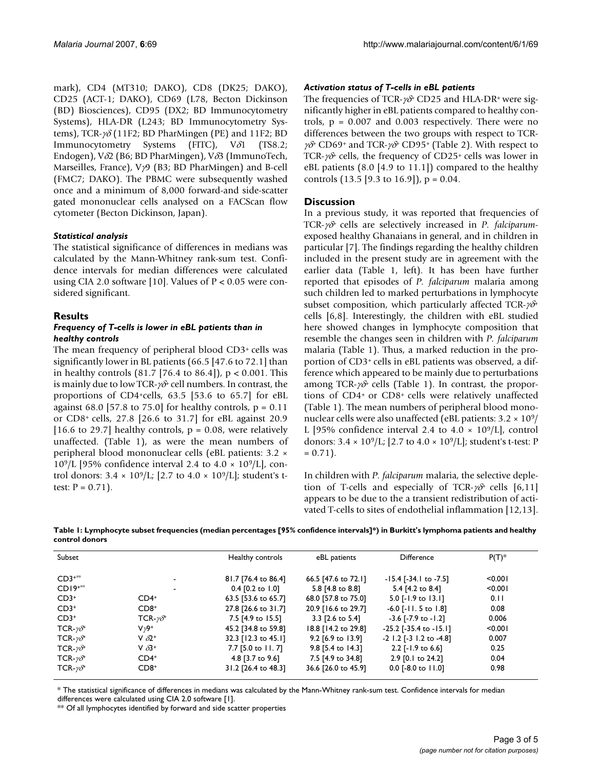mark), CD4 (MT310; DAKO), CD8 (DK25; DAKO), CD25 (ACT-1; DAKO), CD69 (L78, Becton Dickinson (BD) Biosciences), CD95 (DX2; BD Immunocytometry Systems), HLA-DR (L243; BD Immunocytometry Systems), TCR-$\gamma\delta$ (11F2; BD PharMingen (PE) and 11F2; BD Immunocytometry Systems (FITC), V$\delta$1 (TS8.2; Endogen), V$\delta$2 (B6; BD PharMingen), V$\delta$3 (ImmunoTech, Marseilles, France), V$\gamma$9 (B3; BD PharMingen) and B-cell (FMC7; DAKO). The PBMC were subsequently washed once and a minimum of 8,000 forward-and side-scatter gated mononuclear cells analysed on a FACScan flow cytometer (Becton Dickinson, Japan).

### *Statistical analysis*

The statistical significance of differences in medians was calculated by the Mann-Whitney rank-sum test. Confidence intervals for median differences were calculated using CIA 2.0 software [10]. Values of $P < 0.05$ were considered significant.

## Results

### *Frequency of T-cells is lower in eBL patients than in healthy controls*

The mean frequency of peripheral blood CD3+ cells was significantly lower in BL patients (66.5 [47.6 to 72.1] than in healthy controls (81.7 [76.4 to 86.4]), $p < 0.001$. This is mainly due to low TCR-$\gamma\delta^+$ cell numbers. In contrast, the proportions of CD4+cells, 63.5 [53.6 to 65.7] for eBL against 68.0 [57.8 to 75.0] for healthy controls, $p = 0.11$ or CD8+ cells, 27.8 [26.6 to 31.7] for eBL against 20.9 [16.6 to 29.7] healthy controls, $p = 0.08$, were relatively unaffected. (Table 1), as were the mean numbers of peripheral blood mononuclear cells (eBL patients: $3.2 \times 10^9$/L [95% confidence interval 2.4 to $4.0 \times 10^9$/L], control donors: $3.4 \times 10^9$/L; [2.7 to $4.0 \times 10^9$/L]; student's t-test: $P = 0.71$).

### *Activation status of T-cells in eBL patients*

The frequencies of TCR-$\gamma\delta^+$ CD25 and HLA-DR+ were significantly higher in eBL patients compared to healthy controls, $p = 0.007$ and 0.003 respectively. There were no differences between the two groups with respect to TCR-$\gamma\delta^+$ CD69+ and TCR-$\gamma\delta^+$ CD95+ (Table 2). With respect to TCR-$\gamma\delta^+$ cells, the frequency of CD25+ cells was lower in eBL patients (8.0 [4.9 to 11.1]) compared to the healthy controls (13.5 [9.3 to 16.9]), $p = 0.04$.

## Discussion

In a previous study, it was reported that frequencies of TCR-$\gamma\delta^+$ cells are selectively increased in *P. falciparum*-exposed healthy Ghanaians in general, and in children in particular [7]. The findings regarding the healthy children included in the present study are in agreement with the earlier data (Table 1, left). It has been have further reported that episodes of *P. falciparum* malaria among such children led to marked perturbations in lymphocyte subset composition, which particularly affected TCR-$\gamma\delta^+$ cells [6,8]. Interestingly, the children with eBL studied here showed changes in lymphocyte composition that resemble the changes seen in children with *P. falciparum* malaria (Table 1). Thus, a marked reduction in the proportion of CD3+ cells in eBL patients was observed, a difference which appeared to be mainly due to perturbations among TCR-$\gamma\delta^+$ cells (Table 1). In contrast, the proportions of CD4+ or CD8+ cells were relatively unaffected (Table 1). The mean numbers of peripheral blood mononuclear cells were also unaffected (eBL patients: $3.2 \times 10^9$/L [95% confidence interval 2.4 to $4.0 \times 10^9$/L], control donors: $3.4 \times 10^9$/L; [2.7 to $4.0 \times 10^9$/L]; student's t-test: $P = 0.71$).

In children with *P. falciparum* malaria, the selective depletion of T-cells and especially of TCR-$\gamma\delta^+$ cells [6,11] appears to be due to the a transient redistribution of activated T-cells to sites of endothelial inflammation [12,13].

**Table 1: Lymphocyte subset frequencies (median percentages [95% confidence intervals]*) in Burkitt's lymphoma patients and healthy control donors**

| Subset | | Healthy controls | eBL patients | Difference | P(T)* |
|---|---|---|---|---|---|
| CD3+** | - | 81.7 [76.4 to 86.4] | 66.5 [47.6 to 72.1] | -15.4 [-34.1 to -7.5] | <0.001 |
| CD19+** | - | 0.4 [0.2 to 1.0] | 5.8 [4.8 to 8.8] | 5.4 [4.2 to 8.4] | <0.001 |
| CD3+ | CD4+ | 63.5 [53.6 to 65.7] | 68.0 [57.8 to 75.0] | 5.0 [-1.9 to 13.1] | 0.11 |
| CD3+ | CD8+ | 27.8 [26.6 to 31.7] | 20.9 [16.6 to 29.7] | -6.0 [-11. 5 to 1.8] | 0.08 |
| CD3+ | TCR-$\gamma\delta^+$ | 7.5 [4.9 to 15.5] | 3.3 [2.6 to 5.4] | -3.6 [-7.9 to -1.2] | 0.006 |
| TCR-$\gamma\delta^+$ | V$\gamma$9+ | 45.2 [34.8 to 59.8] | 18.8 [14.2 to 29.8] | -25.2 [-35.4 to -15.1] | <0.001 |
| TCR-$\gamma\delta^+$ | V $\delta$2+ | 32.3 [12.3 to 45.1] | 9.2 [6.9 to 13.9] | -2 1.2 [-3 1.2 to -4.8] | 0.007 |
| TCR-$\gamma\delta^+$ | V $\delta$3+ | 7.7 [5.0 to 11. 7] | 9.8 [5.4 to 14.3] | 2.2 [-1.9 to 6.6] | 0.25 |
| TCR-$\gamma\delta^+$ | CD4+ | 4.8 [3.7 to 9.6] | 7.5 [4.9 to 34.8] | 2.9 [0.1 to 24.2] | 0.04 |
| TCR-$\gamma\delta^+$ | CD8+ | 31.2 [26.4 to 48.3] | 36.6 [26.0 to 45.9] | 0.0 [-8.0 to 11.0] | 0.98 |

\* The statistical significance of differences in medians was calculated by the Mann-Whitney rank-sum test. Confidence intervals for median differences were calculated using CIA 2.0 software [1].
\*\* Of all lymphocytes identified by forward and side scatter properties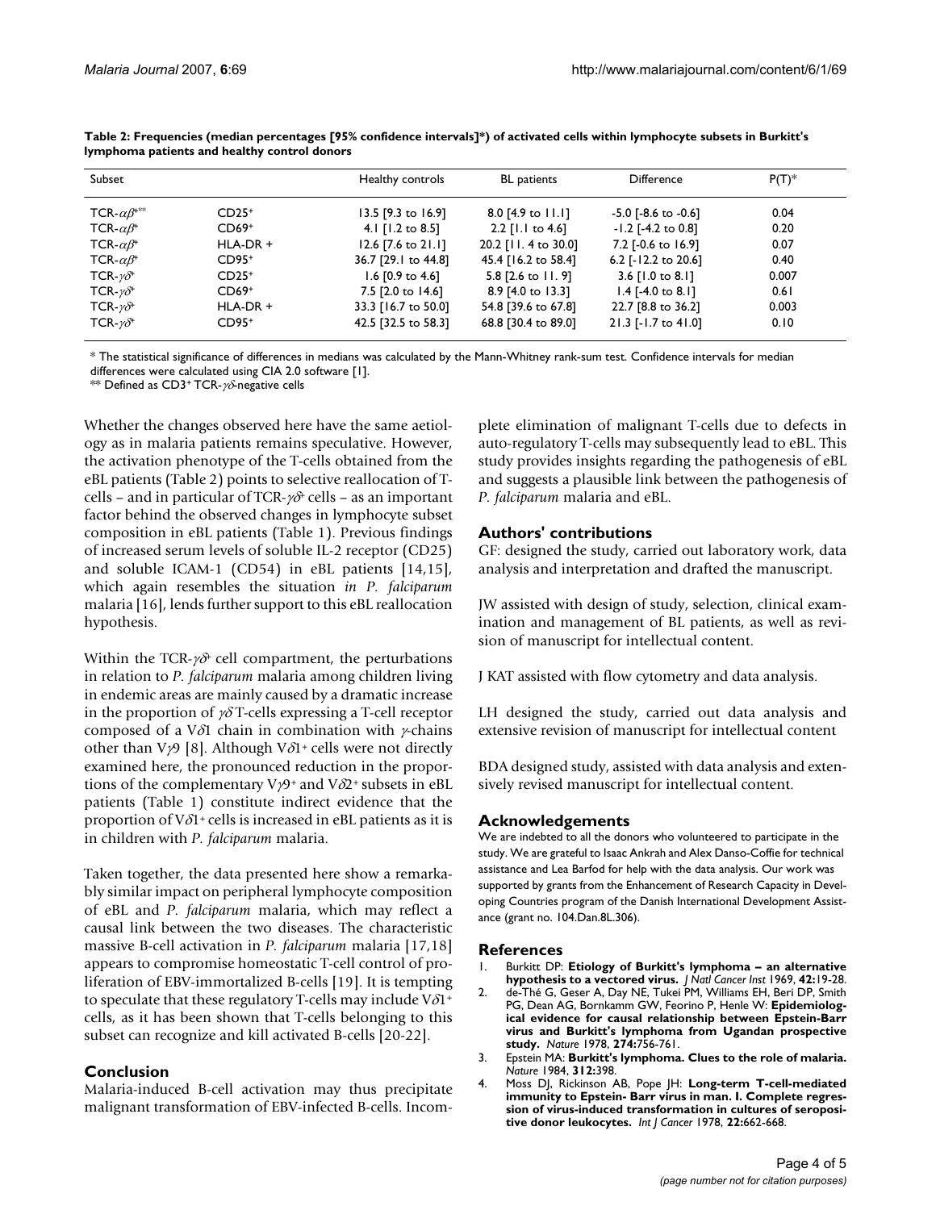**Table 2: Frequencies (median percentages [95% confidence intervals]*) of activated cells within lymphocyte subsets in Burkitt's lymphoma patients and healthy control donors**

| Subset | | Healthy controls | BL patients | Difference | P(T)* |
|---|---|---|---|---|---|
| TCR-$\alpha\beta^{+}$** | $CD25^{+}$ | 13.5 [9.3 to 16.9] | 8.0 [4.9 to 11.1] | -5.0 [-8.6 to -0.6] | 0.04 |
| TCR-$\alpha\beta^{+}$ | $CD69^{+}$ | 4.1 [1.2 to 8.5] | 2.2 [1.1 to 4.6] | -1.2 [-4.2 to 0.8] | 0.20 |
| TCR-$\alpha\beta^{+}$ | HLA-DR + | 12.6 [7.6 to 21.1] | 20.2 [11. 4 to 30.0] | 7.2 [-0.6 to 16.9] | 0.07 |
| TCR-$\alpha\beta^{+}$ | $CD95^{+}$ | 36.7 [29.1 to 44.8] | 45.4 [16.2 to 58.4] | 6.2 [-12.2 to 20.6] | 0.40 |
| TCR-$\gamma\delta^{+}$ | $CD25^{+}$ | 1.6 [0.9 to 4.6] | 5.8 [2.6 to 11. 9] | 3.6 [1.0 to 8.1] | 0.007 |
| TCR-$\gamma\delta^{+}$ | $CD69^{+}$ | 7.5 [2.0 to 14.6] | 8.9 [4.0 to 13.3] | 1.4 [-4.0 to 8.1] | 0.61 |
| TCR-$\gamma\delta^{+}$ | HLA-DR + | 33.3 [16.7 to 50.0] | 54.8 [39.6 to 67.8] | 22.7 [8.8 to 36.2] | 0.003 |
| TCR-$\gamma\delta^{+}$ | $CD95^{+}$ | 42.5 [32.5 to 58.3] | 68.8 [30.4 to 89.0] | 21.3 [-1.7 to 41.0] | 0.10 |

\* The statistical significance of differences in medians was calculated by the Mann-Whitney rank-sum test. Confidence intervals for median differences were calculated using CIA 2.0 software [1].
\*\* Defined as $CD3^{+}$ TCR-$\gamma\delta$-negative cells

Whether the changes observed here have the same aetiology as in malaria patients remains speculative. However, the activation phenotype of the T-cells obtained from the eBL patients (Table 2) points to selective reallocation of T-cells – and in particular of TCR-$\gamma\delta^{+}$ cells – as an important factor behind the observed changes in lymphocyte subset composition in eBL patients (Table 1). Previous findings of increased serum levels of soluble IL-2 receptor (CD25) and soluble ICAM-1 (CD54) in eBL patients [14,15], which again resembles the situation *in P. falciparum* malaria [16], lends further support to this eBL reallocation hypothesis.

Within the TCR-$\gamma\delta^{+}$ cell compartment, the perturbations in relation to *P. falciparum* malaria among children living in endemic areas are mainly caused by a dramatic increase in the proportion of $\gamma\delta$ T-cells expressing a T-cell receptor composed of a V$\delta$1 chain in combination with $\gamma$-chains other than V$\gamma$9 [8]. Although V$\delta1^{+}$ cells were not directly examined here, the pronounced reduction in the proportions of the complementary V$\gamma9^{+}$ and V$\delta2^{+}$ subsets in eBL patients (Table 1) constitute indirect evidence that the proportion of V$\delta1^{+}$ cells is increased in eBL patients as it is in children with *P. falciparum* malaria.

Taken together, the data presented here show a remarkably similar impact on peripheral lymphocyte composition of eBL and *P. falciparum* malaria, which may reflect a causal link between the two diseases. The characteristic massive B-cell activation in *P. falciparum* malaria [17,18] appears to compromise homeostatic T-cell control of proliferation of EBV-immortalized B-cells [19]. It is tempting to speculate that these regulatory T-cells may include V$\delta1^{+}$ cells, as it has been shown that T-cells belonging to this subset can recognize and kill activated B-cells [20-22].

## Conclusion

Malaria-induced B-cell activation may thus precipitate malignant transformation of EBV-infected B-cells. Incomplete elimination of malignant T-cells due to defects in auto-regulatory T-cells may subsequently lead to eBL. This study provides insights regarding the pathogenesis of eBL and suggests a plausible link between the pathogenesis of *P. falciparum* malaria and eBL.

## Authors' contributions

GF: designed the study, carried out laboratory work, data analysis and interpretation and drafted the manuscript.

JW assisted with design of study, selection, clinical examination and management of BL patients, as well as revision of manuscript for intellectual content.

J KAT assisted with flow cytometry and data analysis.

LH designed the study, carried out data analysis and extensive revision of manuscript for intellectual content

BDA designed study, assisted with data analysis and extensively revised manuscript for intellectual content.

## Acknowledgements

We are indebted to all the donors who volunteered to participate in the study. We are grateful to Isaac Ankrah and Alex Danso-Coffie for technical assistance and Lea Barfod for help with the data analysis. Our work was supported by grants from the Enhancement of Research Capacity in Developing Countries program of the Danish International Development Assistance (grant no. 104.Dan.8L.306).

## References

1. Burkitt DP: **Etiology of Burkitt's lymphoma – an alternative hypothesis to a vectored virus.** *J Natl Cancer Inst* 1969, **42:**19-28.
2. de-Thé G, Geser A, Day NE, Tukei PM, Williams EH, Beri DP, Smith PG, Dean AG, Bornkamm GW, Feorino P, Henle W: **Epidemiological evidence for causal relationship between Epstein-Barr virus and Burkitt's lymphoma from Ugandan prospective study.** *Nature* 1978, **274:**756-761.
3. Epstein MA: **Burkitt's lymphoma. Clues to the role of malaria.** *Nature* 1984, **312:**398.
4. Moss DJ, Rickinson AB, Pope JH: **Long-term T-cell-mediated immunity to Epstein- Barr virus in man. I. Complete regression of virus-induced transformation in cultures of seropositive donor leukocytes.** *Int J Cancer* 1978, **22:**662-668.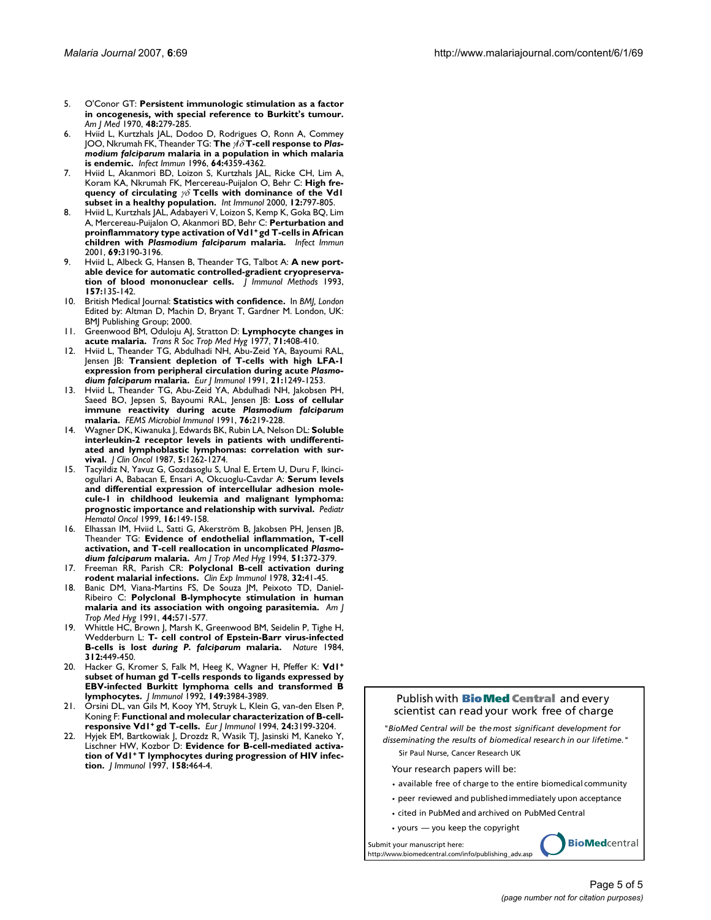5. O'Conor GT: **Persistent immunologic stimulation as a factor in oncogenesis, with special reference to Burkitt's tumour.** *Am J Med* 1970, **48:**279-285.
6. Hviid L, Kurtzhals JAL, Dodoo D, Rodrigues O, Ronn A, Commey JOO, Nkrumah FK, Theander TG: **The $\gamma/\delta$ T-cell response to *Plasmodium falciparum* malaria in a population in which malaria is endemic.** *Infect Immun* 1996, **64:**4359-4362.
7. Hviid L, Akanmori BD, Loizon S, Kurtzhals JAL, Ricke CH, Lim A, Koram KA, Nkrumah FK, Mercereau-Puijalon O, Behr C: **High frequency of circulating $\gamma\delta$ Tcells with dominance of the Vd1 subset in a healthy population.** *Int Immunol* 2000, **12:**797-805.
8. Hviid L, Kurtzhals JAL, Adabayeri V, Loizon S, Kemp K, Goka BQ, Lim A, Mercereau-Puijalon O, Akanmori BD, Behr C: **Perturbation and proinflammatory type activation of Vd1$^{+}$ gd T-cells in African children with *Plasmodium falciparum* malaria.** *Infect Immun* 2001, **69:**3190-3196.
9. Hviid L, Albeck G, Hansen B, Theander TG, Talbot A: **A new portable device for automatic controlled-gradient cryopreservation of blood mononuclear cells.** *J Immunol Methods* 1993, **157:**135-142.
10. British Medical Journal: **Statistics with confidence.** In *BMJ, London* Edited by: Altman D, Machin D, Bryant T, Gardner M. London, UK: BMJ Publishing Group; 2000.
11. Greenwood BM, Oduloju AJ, Stratton D: **Lymphocyte changes in acute malaria.** *Trans R Soc Trop Med Hyg* 1977, **71:**408-410.
12. Hviid L, Theander TG, Abdulhadi NH, Abu-Zeid YA, Bayoumi RAL, Jensen JB: **Transient depletion of T-cells with high LFA-1 expression from peripheral circulation during acute *Plasmodium falciparum* malaria.** *Eur J Immunol* 1991, **21:**1249-1253.
13. Hviid L, Theander TG, Abu-Zeid YA, Abdulhadi NH, Jakobsen PH, Saeed BO, Jepsen S, Bayoumi RAL, Jensen JB: **Loss of cellular immune reactivity during acute *Plasmodium falciparum* malaria.** *FEMS Microbiol Immunol* 1991, **76:**219-228.
14. Wagner DK, Kiwanuka J, Edwards BK, Rubin LA, Nelson DL: **Soluble interleukin-2 receptor levels in patients with undifferentiated and lymphoblastic lymphomas: correlation with survival.** *J Clin Oncol* 1987, **5:**1262-1274.
15. Tacyildiz N, Yavuz G, Gozdasoglu S, Unal E, Ertem U, Duru F, Ikincioguillari A, Babacan E, Ensari A, Okcuoglu-Cavdar A: **Serum levels and differential expression of intercellular adhesion molecule-1 in childhood leukemia and malignant lymphoma: prognostic importance and relationship with survival.** *Pediatr Hematol Oncol* 1999, **16:**149-158.
16. Elhassan IM, Hviid L, Satti G, Akerström B, Jakobsen PH, Jensen JB, Theander TG: **Evidence of endothelial inflammation, T-cell activation, and T-cell reallocation in uncomplicated *Plasmodium falciparum* malaria.** *Am J Trop Med Hyg* 1994, **51:**372-379.
17. Freeman RR, Parish CR: **Polyclonal B-cell activation during rodent malarial infections.** *Clin Exp Immunol* 1978, **32:**41-45.
18. Banic DM, Viana-Martins FS, De Souza JM, Peixoto TD, Daniel-Ribeiro C: **Polyclonal B-lymphocyte stimulation in human malaria and its association with ongoing parasitemia.** *Am J Trop Med Hyg* 1991, **44:**571-577.
19. Whittle HC, Brown J, Marsh K, Greenwood BM, Seidelin P, Tighe H, Wedderburn L: **T- cell control of Epstein-Barr virus-infected B-cells is lost *during P. falciparum* malaria.** *Nature* 1984, **312:**449-450.
20. Hacker G, Kromer S, Falk M, Heeg K, Wagner H, Pfeffer K: **Vd1$^{+}$ subset of human gd T-cells responds to ligands expressed by EBV-infected Burkitt lymphoma cells and transformed B lymphocytes.** *J Immunol* 1992, **149:**3984-3989.
21. Orsini DL, van Gils M, Kooy YM, Struyk L, Klein G, van-den Elsen P, Koning F: **Functional and molecular characterization of B-cell-responsive Vd1$^{+}$ gd T-cells.** *Eur J Immunol* 1994, **24:**3199-3204.
22. Hyjek EM, Bartkowiak J, Drozdz R, Wasik TJ, Jasinski M, Kaneko Y, Lischner HW, Kozbor D: **Evidence for B-cell-mediated activation of Vd1$^{+}$ T lymphocytes during progression of HIV infection.** *J Immunol* 1997, **158:**464-4.

Publish with **BioMed Central** and every scientist can read your work free of charge

*"BioMed Central will be the most significant development for disseminating the results of biomedical research in our lifetime."*
Sir Paul Nurse, Cancer Research UK

Your research papers will be:

- available free of charge to the entire biomedical community
- peer reviewed and published immediately upon acceptance
- cited in PubMed and archived on PubMed Central
- yours — you keep the copyright

Submit your manuscript here:
http://www.biomedcentral.com/info/publishing_adv.asp

BioMedcentral